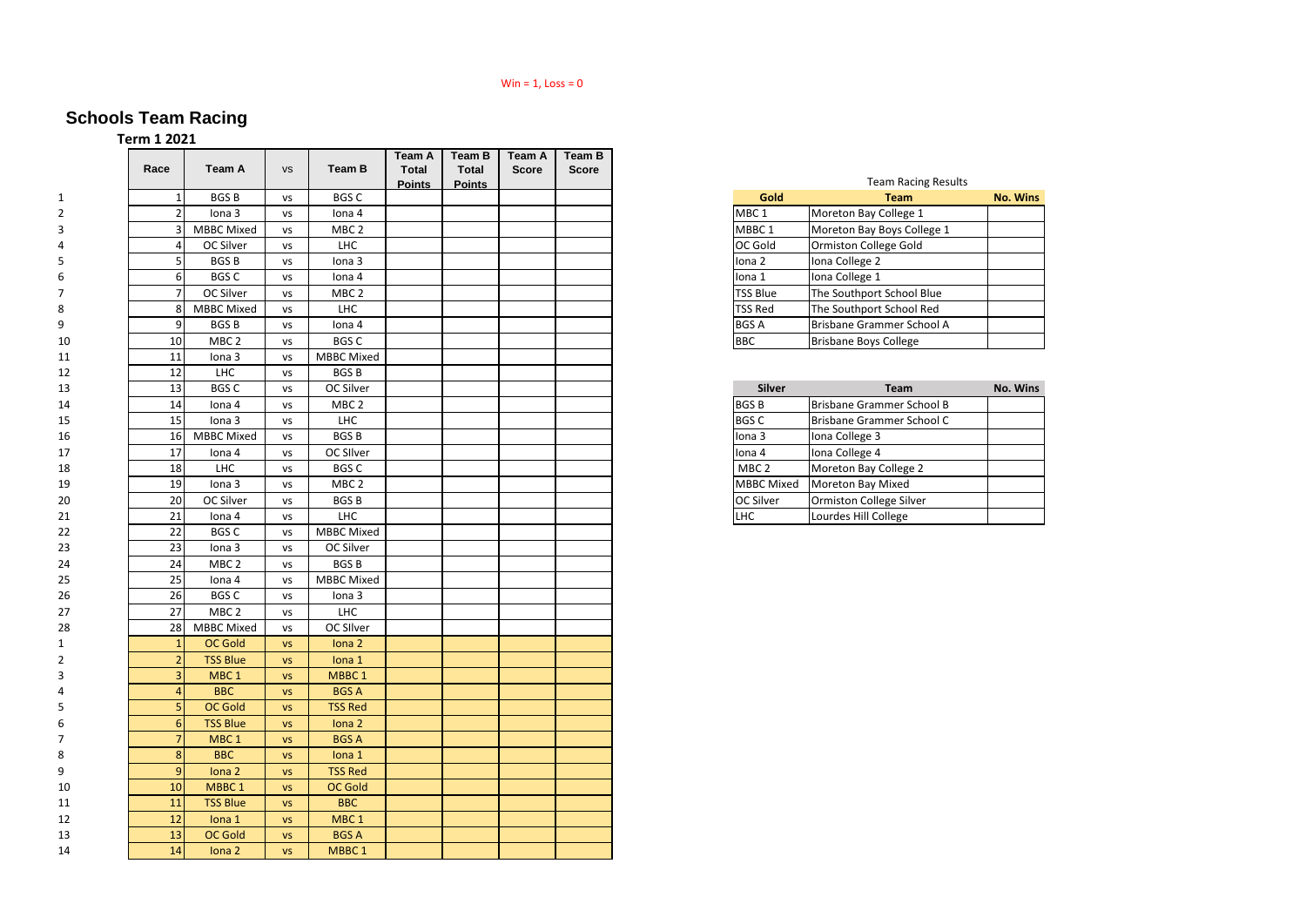Win = 1, Loss = 0

# Schools Team Racing

**Term 1 2021**

| | Race | Team A | vs | Team B | Team A Total Points | Team B Total Points | Team A Score | Team B Score |
|---|---|---|---|---|---|---|---|---|
| 1 | 1 | BGS B | vs | BGS C | | | | |
| 2 | 2 | Iona 3 | vs | Iona 4 | | | | |
| 3 | 3 | MBBC Mixed | vs | MBC 2 | | | | |
| 4 | 4 | OC Silver | vs | LHC | | | | |
| 5 | 5 | BGS B | vs | Iona 3 | | | | |
| 6 | 6 | BGS C | vs | Iona 4 | | | | |
| 7 | 7 | OC Silver | vs | MBC 2 | | | | |
| 8 | 8 | MBBC Mixed | vs | LHC | | | | |
| 9 | 9 | BGS B | vs | Iona 4 | | | | |
| 10 | 10 | MBC 2 | vs | BGS C | | | | |
| 11 | 11 | Iona 3 | vs | MBBC Mixed | | | | |
| 12 | 12 | LHC | vs | BGS B | | | | |
| 13 | 13 | BGS C | vs | OC Silver | | | | |
| 14 | 14 | Iona 4 | vs | MBC 2 | | | | |
| 15 | 15 | Iona 3 | vs | LHC | | | | |
| 16 | 16 | MBBC Mixed | vs | BGS B | | | | |
| 17 | 17 | Iona 4 | vs | OC SIlver | | | | |
| 18 | 18 | LHC | vs | BGS C | | | | |
| 19 | 19 | Iona 3 | vs | MBC 2 | | | | |
| 20 | 20 | OC Silver | vs | BGS B | | | | |
| 21 | 21 | Iona 4 | vs | LHC | | | | |
| 22 | 22 | BGS C | vs | MBBC Mixed | | | | |
| 23 | 23 | Iona 3 | vs | OC Silver | | | | |
| 24 | 24 | MBC 2 | vs | BGS B | | | | |
| 25 | 25 | Iona 4 | vs | MBBC Mixed | | | | |
| 26 | 26 | BGS C | vs | Iona 3 | | | | |
| 27 | 27 | MBC 2 | vs | LHC | | | | |
| 28 | 28 | MBBC Mixed | vs | OC SIlver | | | | |
| 1 | 1 | OC Gold | vs | Iona 2 | | | | |
| 2 | 2 | TSS Blue | vs | Iona 1 | | | | |
| 3 | 3 | MBC 1 | vs | MBBC 1 | | | | |
| 4 | 4 | BBC | vs | BGS A | | | | |
| 5 | 5 | OC Gold | vs | TSS Red | | | | |
| 6 | 6 | TSS Blue | vs | Iona 2 | | | | |
| 7 | 7 | MBC 1 | vs | BGS A | | | | |
| 8 | 8 | BBC | vs | Iona 1 | | | | |
| 9 | 9 | Iona 2 | vs | TSS Red | | | | |
| 10 | 10 | MBBC 1 | vs | OC Gold | | | | |
| 11 | 11 | TSS Blue | vs | BBC | | | | |
| 12 | 12 | Iona 1 | vs | MBC 1 | | | | |
| 13 | 13 | OC Gold | vs | BGS A | | | | |
| 14 | 14 | Iona 2 | vs | MBBC 1 | | | | |

Team Racing Results

| Gold | Team | No. Wins |
|---|---|---|
| MBC 1 | Moreton Bay College 1 | |
| MBBC 1 | Moreton Bay Boys College 1 | |
| OC Gold | Ormiston College Gold | |
| Iona 2 | Iona College 2 | |
| Iona 1 | Iona College 1 | |
| TSS Blue | The Southport School Blue | |
| TSS Red | The Southport School Red | |
| BGS A | Brisbane Grammer School A | |
| BBC | Brisbane Boys College | |

| Silver | Team | No. Wins |
|---|---|---|
| BGS B | Brisbane Grammer School B | |
| BGS C | Brisbane Grammer School C | |
| Iona 3 | Iona College 3 | |
| Iona 4 | Iona College 4 | |
| MBC 2 | Moreton Bay College 2 | |
| MBBC Mixed | Moreton Bay Mixed | |
| OC Silver | Ormiston College Silver | |
| LHC | Lourdes Hill College | |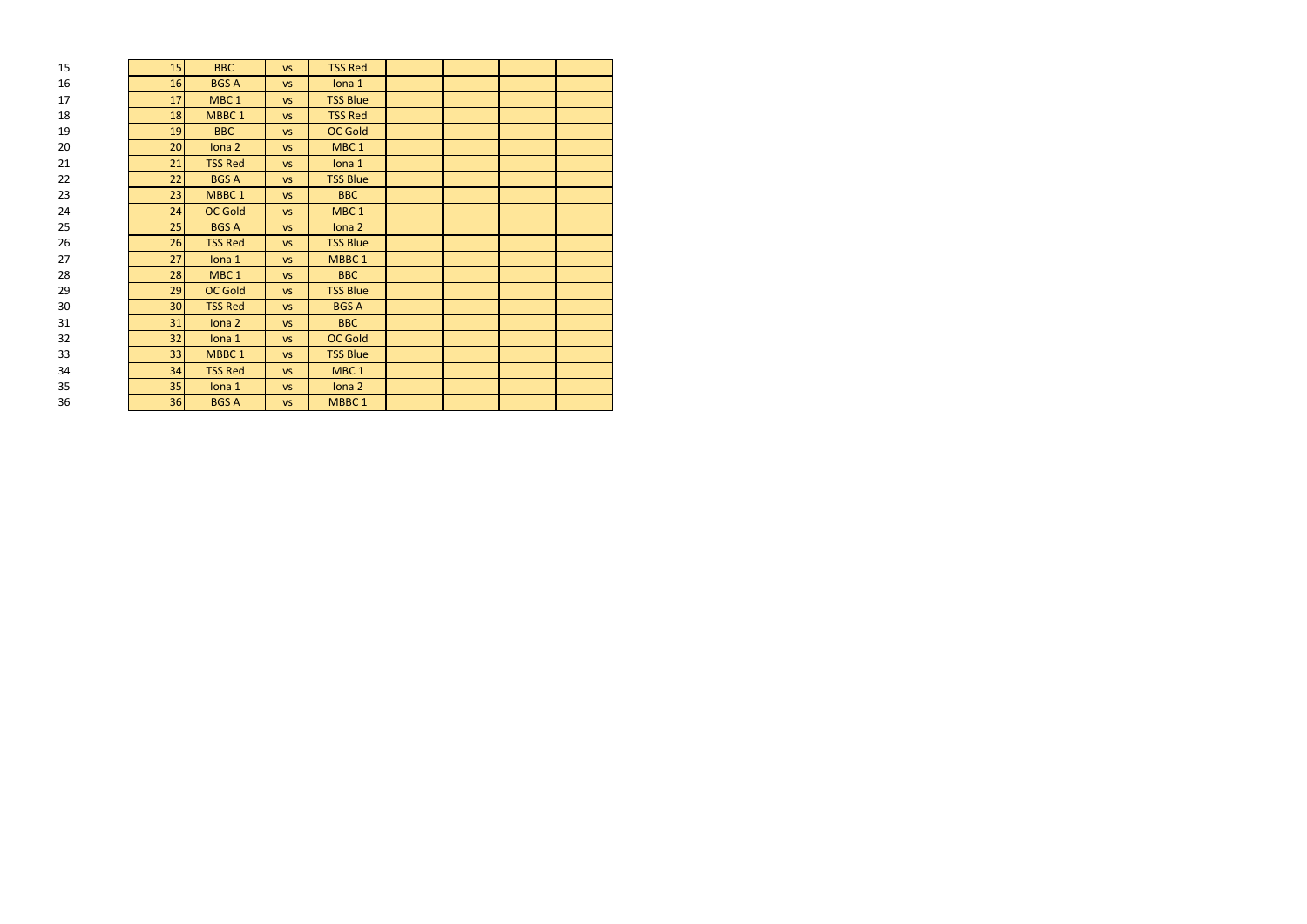| | | | | | | | | |
|---|---|---|---|---|---|---|---|---|
| 15 | BBC | vs | TSS Red | | | | | |
| 16 | BGS A | vs | Iona 1 | | | | | |
| 17 | MBC 1 | vs | TSS Blue | | | | | |
| 18 | MBBC 1 | vs | TSS Red | | | | | |
| 19 | BBC | vs | OC Gold | | | | | |
| 20 | Iona 2 | vs | MBC 1 | | | | | |
| 21 | TSS Red | vs | Iona 1 | | | | | |
| 22 | BGS A | vs | TSS Blue | | | | | |
| 23 | MBBC 1 | vs | BBC | | | | | |
| 24 | OC Gold | vs | MBC 1 | | | | | |
| 25 | BGS A | vs | Iona 2 | | | | | |
| 26 | TSS Red | vs | TSS Blue | | | | | |
| 27 | Iona 1 | vs | MBBC 1 | | | | | |
| 28 | MBC 1 | vs | BBC | | | | | |
| 29 | OC Gold | vs | TSS Blue | | | | | |
| 30 | TSS Red | vs | BGS A | | | | | |
| 31 | Iona 2 | vs | BBC | | | | | |
| 32 | Iona 1 | vs | OC Gold | | | | | |
| 33 | MBBC 1 | vs | TSS Blue | | | | | |
| 34 | TSS Red | vs | MBC 1 | | | | | |
| 35 | Iona 1 | vs | Iona 2 | | | | | |
| 36 | BGS A | vs | MBBC 1 | | | | | |